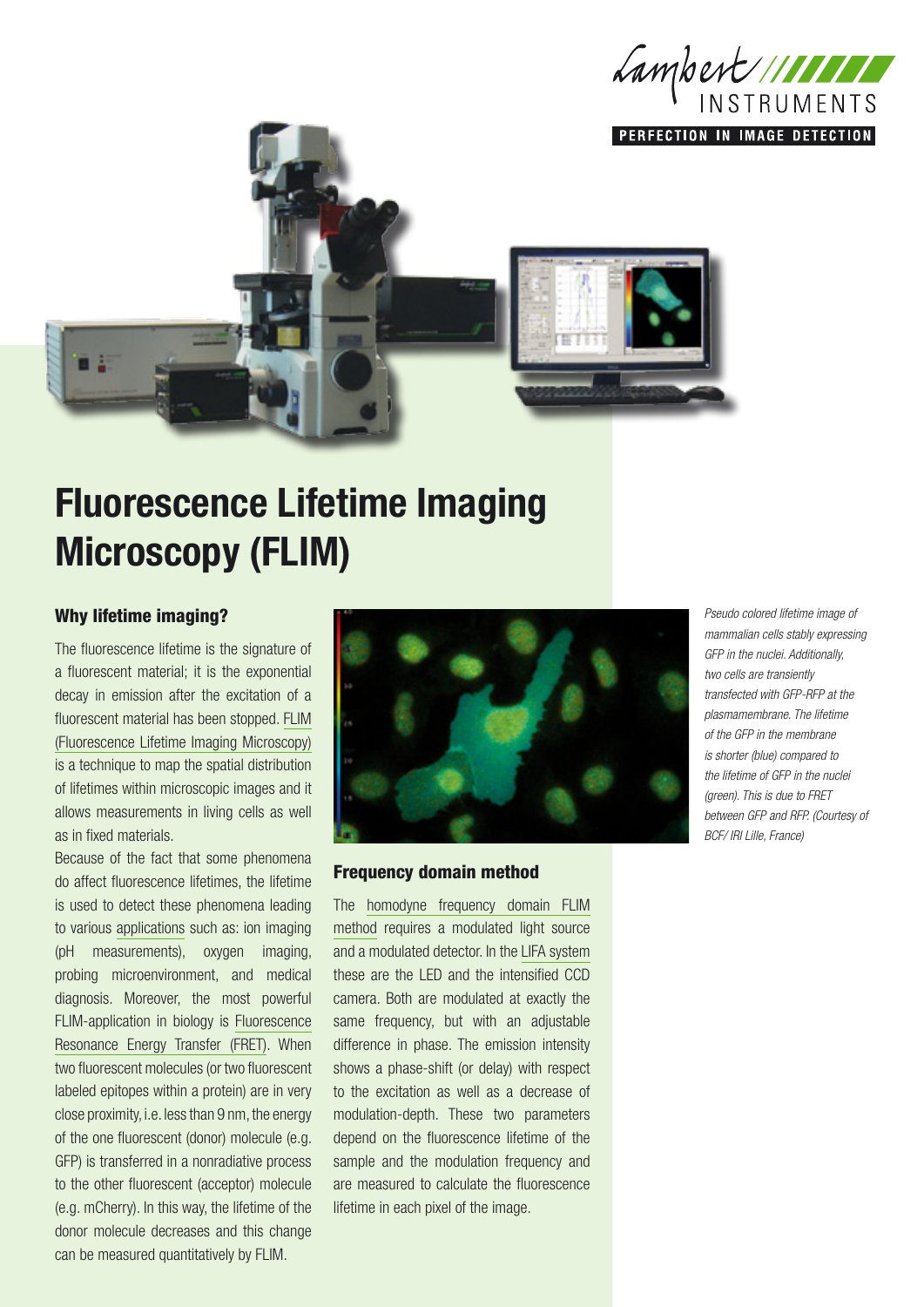# Fluorescence Lifetime Imaging Microscopy (FLIM)

## Why lifetime imaging?

The fluorescence lifetime is the signature of a fluorescent material; it is the exponential decay in emission after the excitation of a fluorescent material has been stopped. FLIM (Fluorescence Lifetime Imaging Microscopy) is a technique to map the spatial distribution of lifetimes within microscopic images and it allows measurements in living cells as well as in fixed materials.

Because of the fact that some phenomena do affect fluorescence lifetimes, the lifetime is used to detect these phenomena leading to various applications such as: ion imaging (pH measurements), oxygen imaging, probing microenvironment, and medical diagnosis. Moreover, the most powerful FLIM-application in biology is Fluorescence Resonance Energy Transfer (FRET). When two fluorescent molecules (or two fluorescent labeled epitopes within a protein) are in very close proximity, i.e. less than 9 nm, the energy of the one fluorescent (donor) molecule (e.g. GFP) is transferred in a nonradiative process to the other fluorescent (acceptor) molecule (e.g. mCherry). In this way, the lifetime of the donor molecule decreases and this change can be measured quantitatively by FLIM.

*Pseudo colored lifetime image of mammalian cells stably expressing GFP in the nuclei. Additionally, two cells are transiently transfected with GFP-RFP at the plasmamembrane. The lifetime of the GFP in the membrane is shorter (blue) compared to the lifetime of GFP in the nuclei (green). This is due to FRET between GFP and RFP. (Courtesy of BCF/ IRI Lille, France)*

## Frequency domain method

The homodyne frequency domain FLIM method requires a modulated light source and a modulated detector. In the LIFA system these are the LED and the intensified CCD camera. Both are modulated at exactly the same frequency, but with an adjustable difference in phase. The emission intensity shows a phase-shift (or delay) with respect to the excitation as well as a decrease of modulation-depth. These two parameters depend on the fluorescence lifetime of the sample and the modulation frequency and are measured to calculate the fluorescence lifetime in each pixel of the image.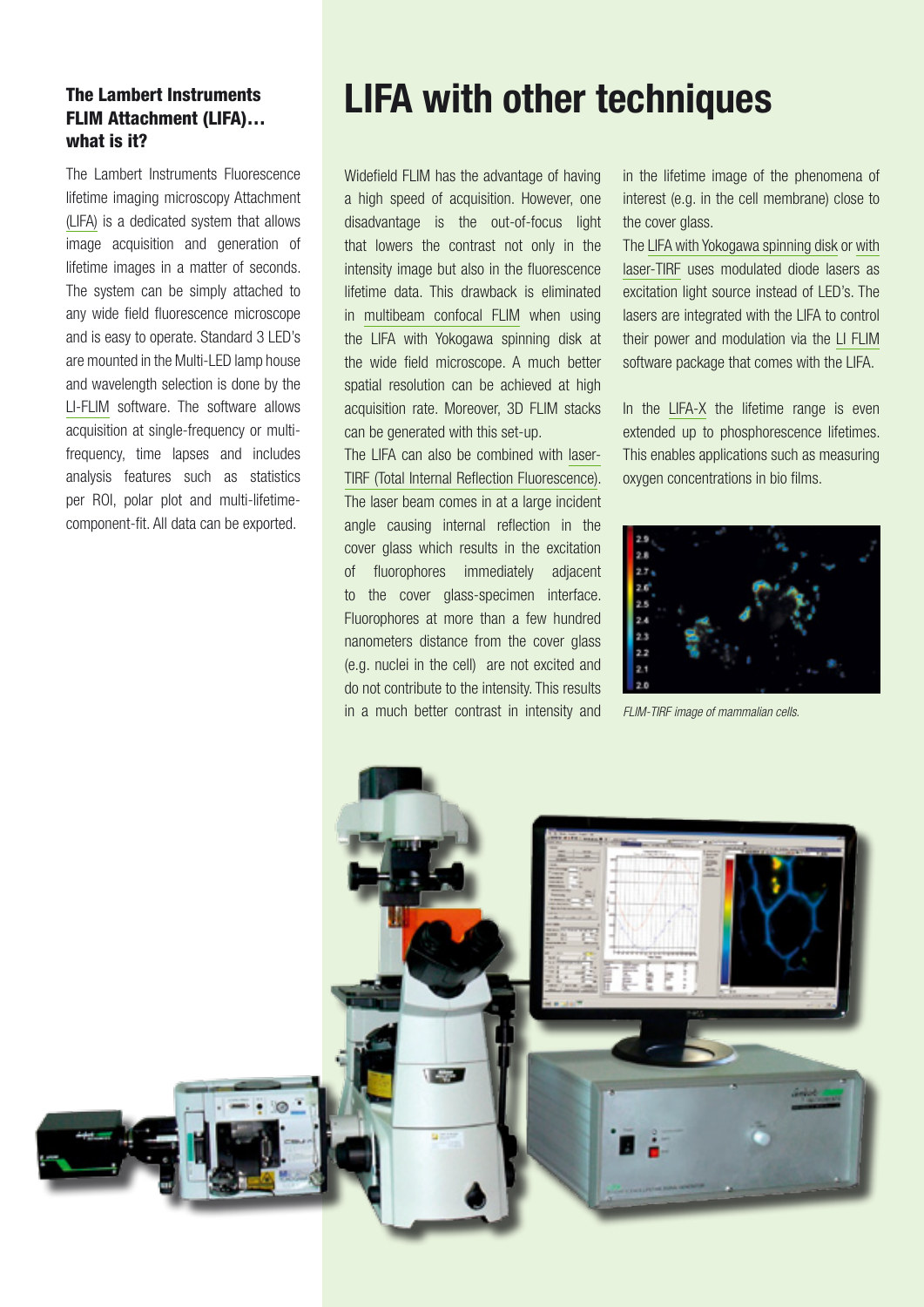### The Lambert Instruments FLIM Attachment (LIFA)… what is it?

The Lambert Instruments Fluorescence lifetime imaging microscopy Attachment (LIFA) is a dedicated system that allows image acquisition and generation of lifetime images in a matter of seconds. The system can be simply attached to any wide field fluorescence microscope and is easy to operate. Standard 3 LED's are mounted in the Multi-LED lamp house and wavelength selection is done by the LI-FLIM software. The software allows acquisition at single-frequency or multi-frequency, time lapses and includes analysis features such as statistics per ROI, polar plot and multi-lifetime-component-fit. All data can be exported.

# LIFA with other techniques

Widefield FLIM has the advantage of having a high speed of acquisition. However, one disadvantage is the out-of-focus light that lowers the contrast not only in the intensity image but also in the fluorescence lifetime data. This drawback is eliminated in multibeam confocal FLIM when using the LIFA with Yokogawa spinning disk at the wide field microscope. A much better spatial resolution can be achieved at high acquisition rate. Moreover, 3D FLIM stacks can be generated with this set-up.

The LIFA can also be combined with laser-TIRF (Total Internal Reflection Fluorescence). The laser beam comes in at a large incident angle causing internal reflection in the cover glass which results in the excitation of fluorophores immediately adjacent to the cover glass-specimen interface. Fluorophores at more than a few hundred nanometers distance from the cover glass (e.g. nuclei in the cell) are not excited and do not contribute to the intensity. This results in a much better contrast in intensity and in the lifetime image of the phenomena of interest (e.g. in the cell membrane) close to the cover glass.

The LIFA with Yokogawa spinning disk or with laser-TIRF uses modulated diode lasers as excitation light source instead of LED's. The lasers are integrated with the LIFA to control their power and modulation via the LI FLIM software package that comes with the LIFA.

In the LIFA-X the lifetime range is even extended up to phosphorescence lifetimes. This enables applications such as measuring oxygen concentrations in bio films.

*FLIM-TIRF image of mammalian cells.*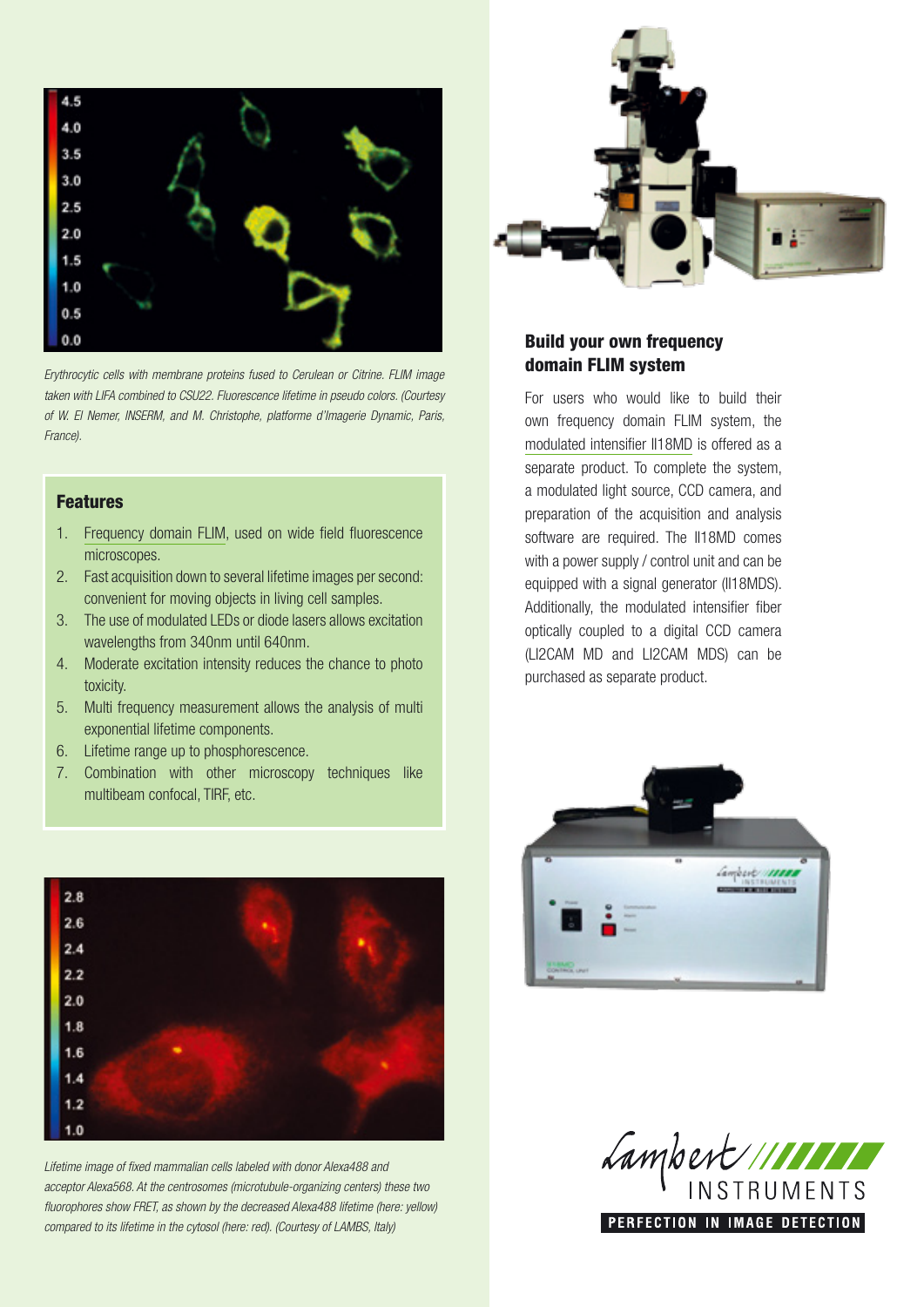*Erythrocytic cells with membrane proteins fused to Cerulean or Citrine. FLIM image taken with LIFA combined to CSU22. Fluorescence lifetime in pseudo colors. (Courtesy of W. El Nemer, INSERM, and M. Christophe, platforme d'Imagerie Dynamic, Paris, France).*

## Features

1. Frequency domain FLIM, used on wide field fluorescence microscopes.
2. Fast acquisition down to several lifetime images per second: convenient for moving objects in living cell samples.
3. The use of modulated LEDs or diode lasers allows excitation wavelengths from 340nm until 640nm.
4. Moderate excitation intensity reduces the chance to photo toxicity.
5. Multi frequency measurement allows the analysis of multi exponential lifetime components.
6. Lifetime range up to phosphorescence.
7. Combination with other microscopy techniques like multibeam confocal, TIRF, etc.

*Lifetime image of fixed mammalian cells labeled with donor Alexa488 and acceptor Alexa568. At the centrosomes (microtubule-organizing centers) these two fluorophores show FRET, as shown by the decreased Alexa488 lifetime (here: yellow) compared to its lifetime in the cytosol (here: red). (Courtesy of LAMBS, Italy)*

## Build your own frequency domain FLIM system

For users who would like to build their own frequency domain FLIM system, the modulated intensifier II18MD is offered as a separate product. To complete the system, a modulated light source, CCD camera, and preparation of the acquisition and analysis software are required. The II18MD comes with a power supply / control unit and can be equipped with a signal generator (II18MDS). Additionally, the modulated intensifier fiber optically coupled to a digital CCD camera (LI2CAM MD and LI2CAM MDS) can be purchased as separate product.

Lambert INSTRUMENTS

PERFECTION IN IMAGE DETECTION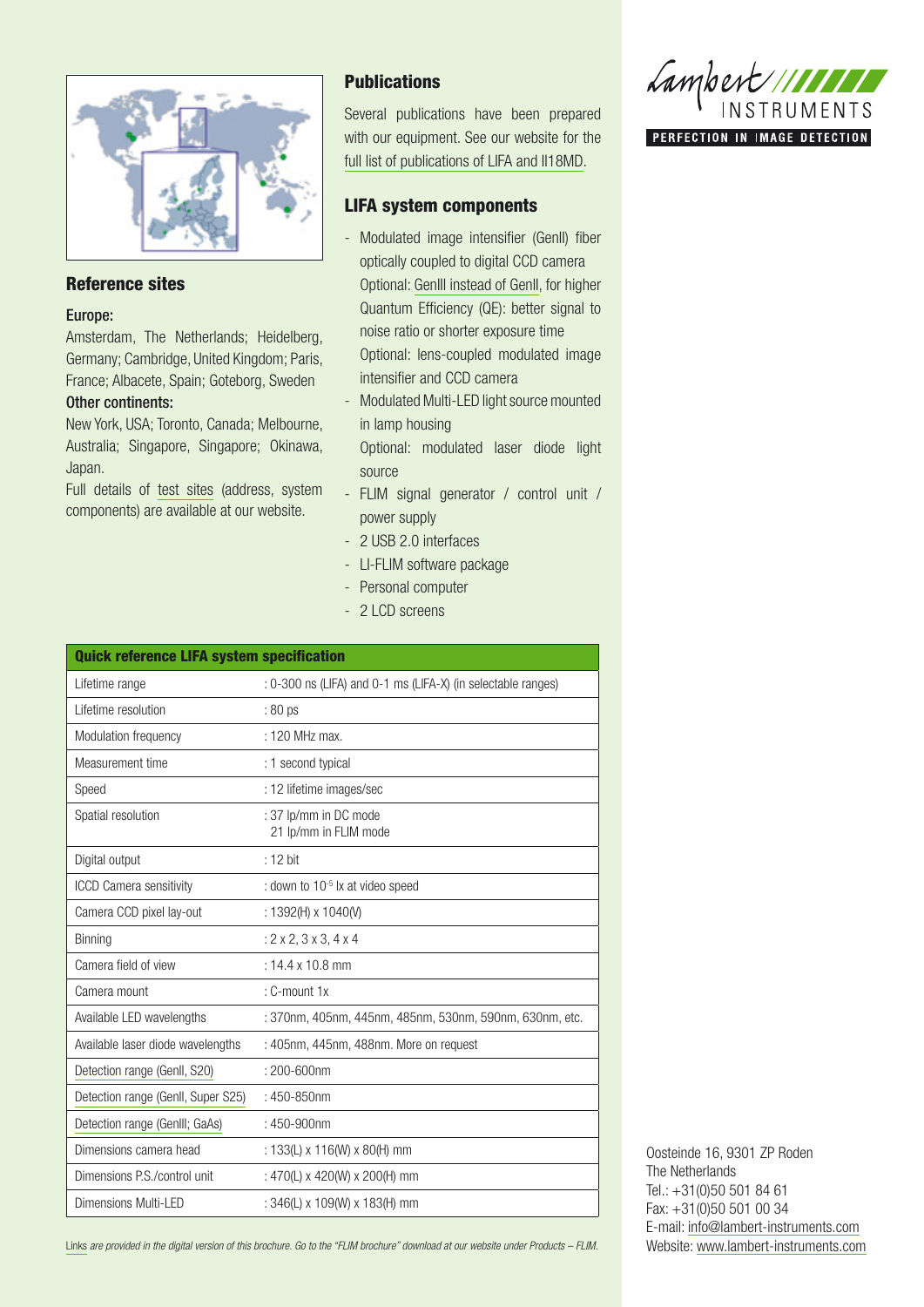## Reference sites

**Europe:**

Amsterdam, The Netherlands; Heidelberg, Germany; Cambridge, United Kingdom; Paris, France; Albacete, Spain; Goteborg, Sweden

**Other continents:**

New York, USA; Toronto, Canada; Melbourne, Australia; Singapore, Singapore; Okinawa, Japan.

Full details of test sites (address, system components) are available at our website.

## Publications

Several publications have been prepared with our equipment. See our website for the full list of publications of LIFA and II18MD.

## LIFA system components

- Modulated image intensifier (GenII) fiber optically coupled to digital CCD camera
  Optional: GenIII instead of GenII, for higher Quantum Efficiency (QE): better signal to noise ratio or shorter exposure time
  Optional: lens-coupled modulated image intensifier and CCD camera
- Modulated Multi-LED light source mounted in lamp housing
  Optional: modulated laser diode light source
- FLIM signal generator / control unit / power supply
- 2 USB 2.0 interfaces
- LI-FLIM software package
- Personal computer
- 2 LCD screens

| Quick reference LIFA system specification | |
|---|---|
| Lifetime range | : 0-300 ns (LIFA) and 0-1 ms (LIFA-X) (in selectable ranges) |
| Lifetime resolution | : 80 ps |
| Modulation frequency | : 120 MHz max. |
| Measurement time | : 1 second typical |
| Speed | : 12 lifetime images/sec |
| Spatial resolution | : 37 lp/mm in DC mode<br>21 lp/mm in FLIM mode |
| Digital output | : 12 bit |
| ICCD Camera sensitivity | : down to $10^{-5}$ lx at video speed |
| Camera CCD pixel lay-out | : 1392(H) x 1040(V) |
| Binning | : 2 x 2, 3 x 3, 4 x 4 |
| Camera field of view | : 14.4 x 10.8 mm |
| Camera mount | : C-mount 1x |
| Available LED wavelengths | : 370nm, 405nm, 445nm, 485nm, 530nm, 590nm, 630nm, etc. |
| Available laser diode wavelengths | : 405nm, 445nm, 488nm. More on request |
| Detection range (GenII, S20) | : 200-600nm |
| Detection range (GenII, Super S25) | : 450-850nm |
| Detection range (GenIII; GaAs) | : 450-900nm |
| Dimensions camera head | : 133(L) x 116(W) x 80(H) mm |
| Dimensions P.S./control unit | : 470(L) x 420(W) x 200(H) mm |
| Dimensions Multi-LED | : 346(L) x 109(W) x 183(H) mm |

Links *are provided in the digital version of this brochure. Go to the "FLIM brochure" download at our website under Products – FLIM.*

Lambert INSTRUMENTS
PERFECTION IN IMAGE DETECTION

Oosteinde 16, 9301 ZP Roden
The Netherlands
Tel.: +31(0)50 501 84 61
Fax: +31(0)50 501 00 34
E-mail: info@lambert-instruments.com
Website: www.lambert-instruments.com